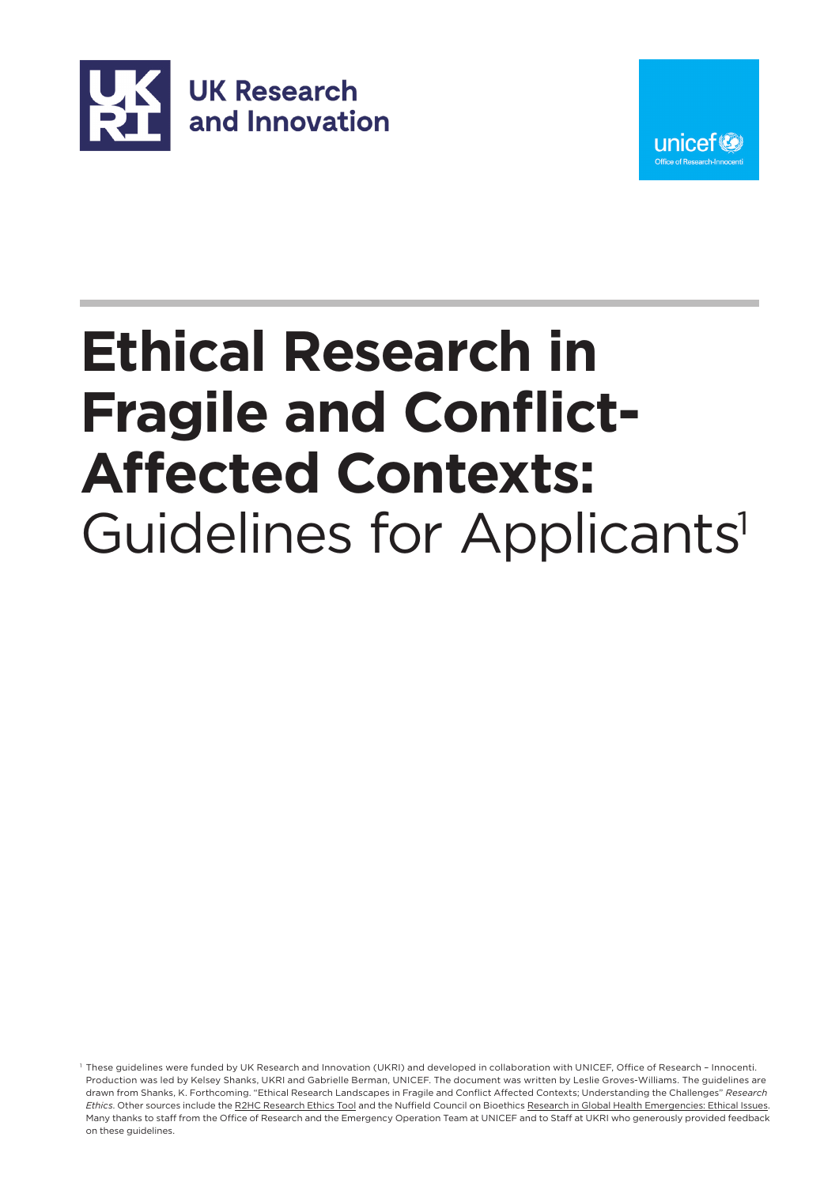UK Research and Innovation

unicef Office of Research-Innocenti

# Ethical Research in Fragile and Conflict-Affected Contexts: Guidelines for Applicants[1]

[1] These guidelines were funded by UK Research and Innovation (UKRI) and developed in collaboration with UNICEF, Office of Research – Innocenti. Production was led by Kelsey Shanks, UKRI and Gabrielle Berman, UNICEF. The document was written by Leslie Groves-Williams. The guidelines are drawn from Shanks, K. Forthcoming. "Ethical Research Landscapes in Fragile and Conflict Affected Contexts; Understanding the Challenges" *Research Ethics*. Other sources include the R2HC Research Ethics Tool and the Nuffield Council on Bioethics Research in Global Health Emergencies: Ethical Issues. Many thanks to staff from the Office of Research and the Emergency Operation Team at UNICEF and to Staff at UKRI who generously provided feedback on these guidelines.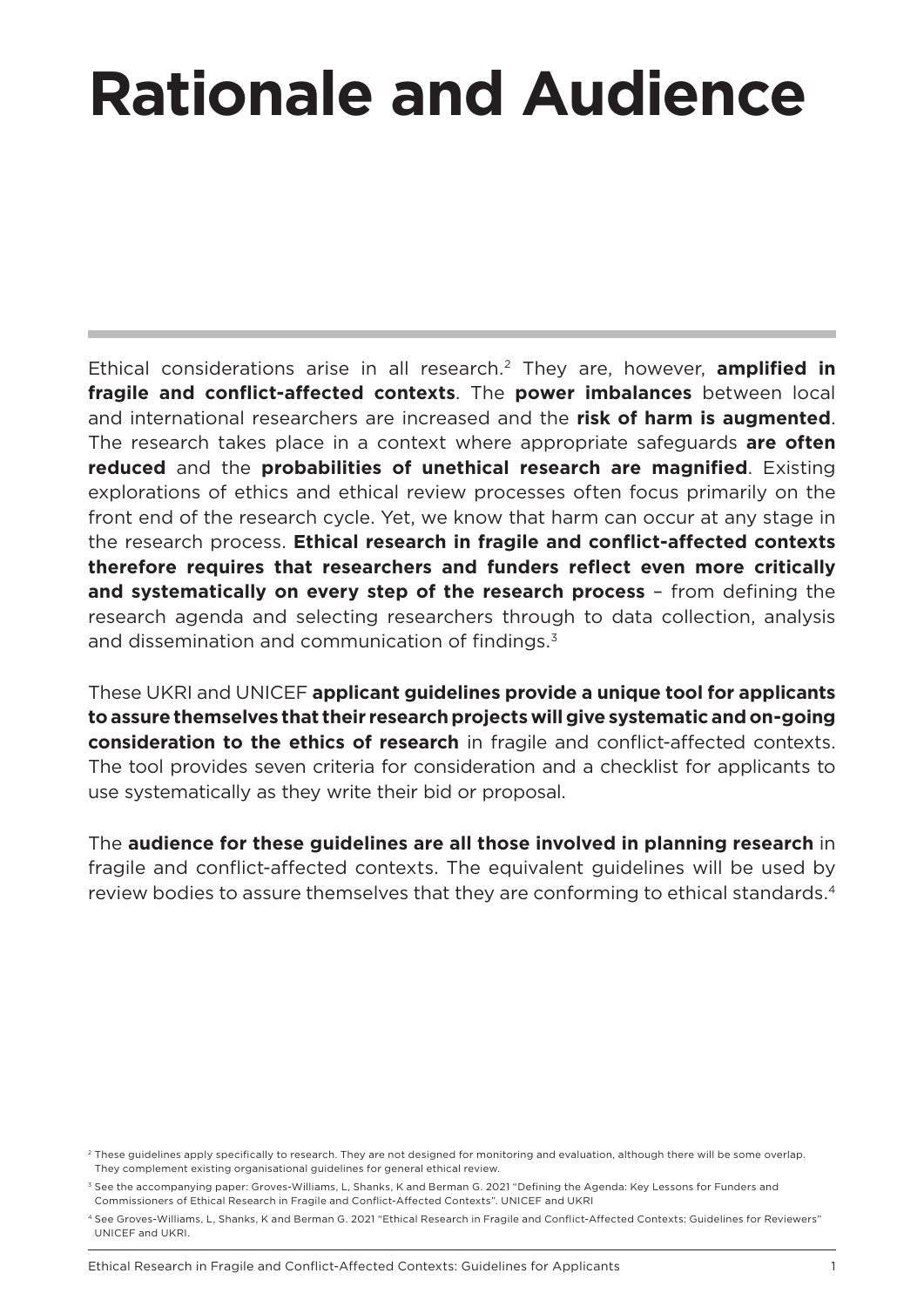# Rationale and Audience

Ethical considerations arise in all research.[2] They are, however, **amplified in fragile and conflict-affected contexts**. The **power imbalances** between local and international researchers are increased and the **risk of harm is augmented**. The research takes place in a context where appropriate safeguards **are often reduced** and the **probabilities of unethical research are magnified**. Existing explorations of ethics and ethical review processes often focus primarily on the front end of the research cycle. Yet, we know that harm can occur at any stage in the research process. **Ethical research in fragile and conflict-affected contexts therefore requires that researchers and funders reflect even more critically and systematically on every step of the research process** – from defining the research agenda and selecting researchers through to data collection, analysis and dissemination and communication of findings.[3]

These UKRI and UNICEF **applicant guidelines provide a unique tool for applicants to assure themselves that their research projects will give systematic and on-going consideration to the ethics of research** in fragile and conflict-affected contexts. The tool provides seven criteria for consideration and a checklist for applicants to use systematically as they write their bid or proposal.

The **audience for these guidelines are all those involved in planning research** in fragile and conflict-affected contexts. The equivalent guidelines will be used by review bodies to assure themselves that they are conforming to ethical standards.[4]

[2] These guidelines apply specifically to research. They are not designed for monitoring and evaluation, although there will be some overlap. They complement existing organisational guidelines for general ethical review.

[3] See the accompanying paper: Groves-Williams, L, Shanks, K and Berman G. 2021 "Defining the Agenda: Key Lessons for Funders and Commissioners of Ethical Research in Fragile and Conflict-Affected Contexts". UNICEF and UKRI

[4] See Groves-Williams, L, Shanks, K and Berman G. 2021 "Ethical Research in Fragile and Conflict-Affected Contexts: Guidelines for Reviewers" UNICEF and UKRI.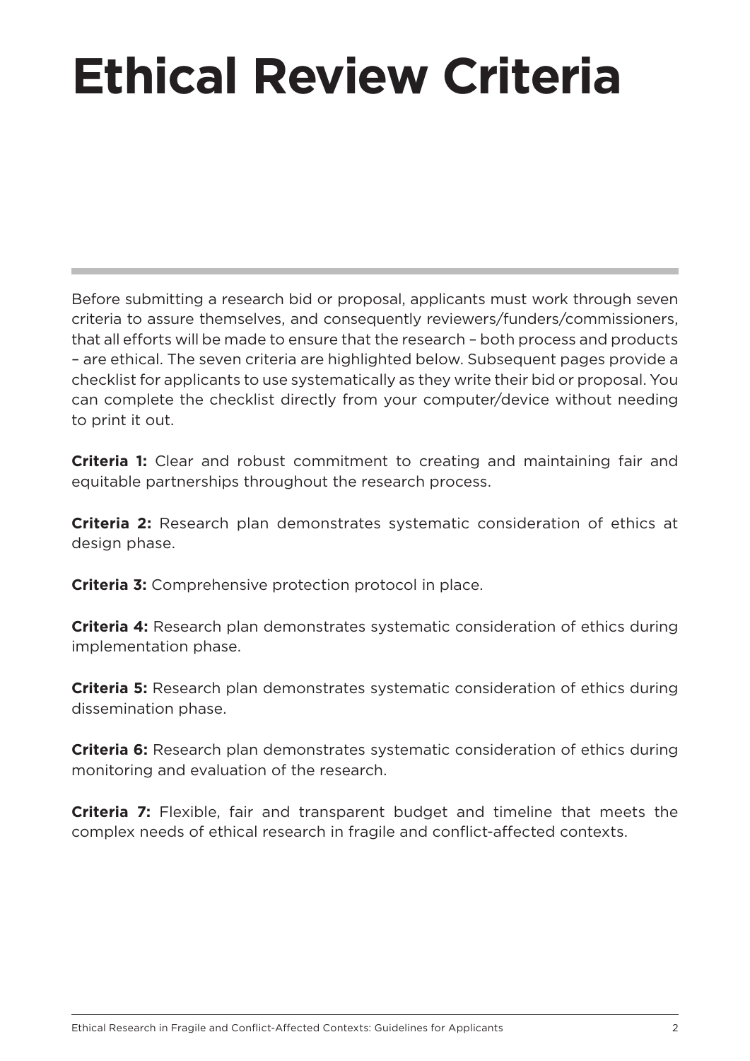# Ethical Review Criteria

Before submitting a research bid or proposal, applicants must work through seven criteria to assure themselves, and consequently reviewers/funders/commissioners, that all efforts will be made to ensure that the research – both process and products – are ethical. The seven criteria are highlighted below. Subsequent pages provide a checklist for applicants to use systematically as they write their bid or proposal. You can complete the checklist directly from your computer/device without needing to print it out.

**Criteria 1:** Clear and robust commitment to creating and maintaining fair and equitable partnerships throughout the research process.

**Criteria 2:** Research plan demonstrates systematic consideration of ethics at design phase.

**Criteria 3:** Comprehensive protection protocol in place.

**Criteria 4:** Research plan demonstrates systematic consideration of ethics during implementation phase.

**Criteria 5:** Research plan demonstrates systematic consideration of ethics during dissemination phase.

**Criteria 6:** Research plan demonstrates systematic consideration of ethics during monitoring and evaluation of the research.

**Criteria 7:** Flexible, fair and transparent budget and timeline that meets the complex needs of ethical research in fragile and conflict-affected contexts.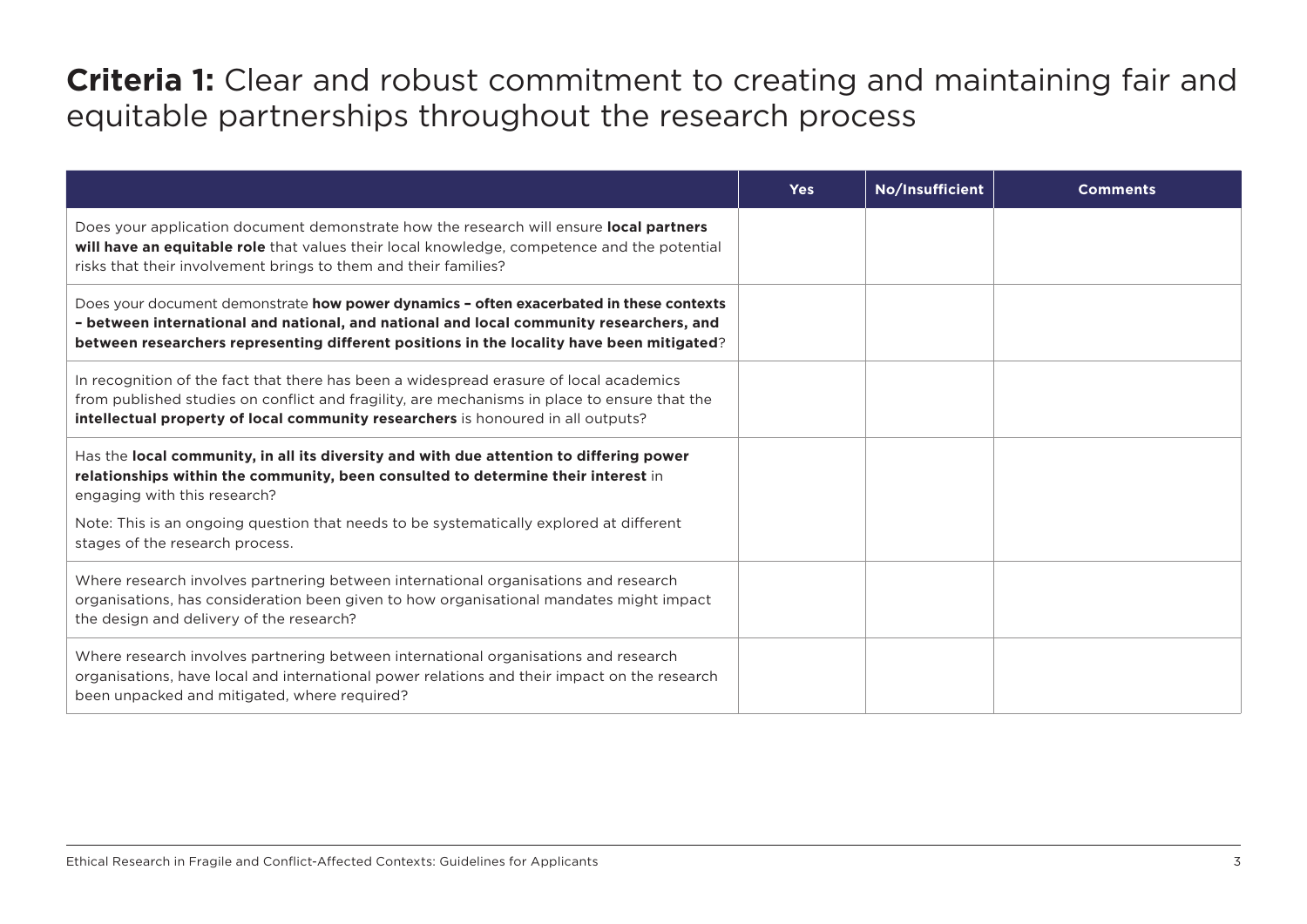# **Criteria 1:** Clear and robust commitment to creating and maintaining fair and equitable partnerships throughout the research process

| | Yes | No/Insufficient | Comments |
|---|---|---|---|
| Does your application document demonstrate how the research will ensure **local partners will have an equitable role** that values their local knowledge, competence and the potential risks that their involvement brings to them and their families? | | | |
| Does your document demonstrate **how power dynamics – often exacerbated in these contexts – between international and national, and national and local community researchers, and between researchers representing different positions in the locality have been mitigated**? | | | |
| In recognition of the fact that there has been a widespread erasure of local academics from published studies on conflict and fragility, are mechanisms in place to ensure that the **intellectual property of local community researchers** is honoured in all outputs? | | | |
| Has the **local community, in all its diversity and with due attention to differing power relationships within the community, been consulted to determine their interest** in engaging with this research?<br><br>Note: This is an ongoing question that needs to be systematically explored at different stages of the research process. | | | |
| Where research involves partnering between international organisations and research organisations, has consideration been given to how organisational mandates might impact the design and delivery of the research? | | | |
| Where research involves partnering between international organisations and research organisations, have local and international power relations and their impact on the research been unpacked and mitigated, where required? | | | |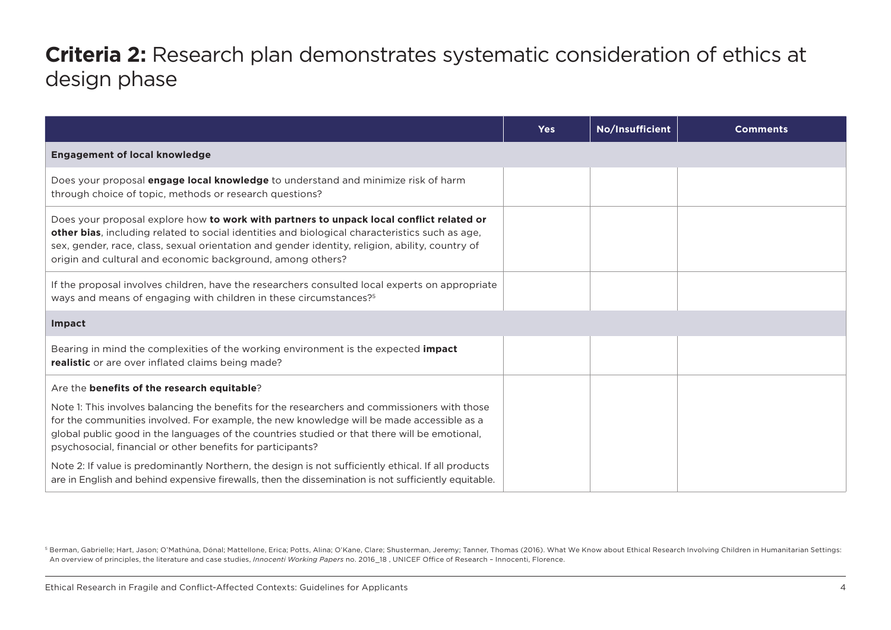# **Criteria 2:** Research plan demonstrates systematic consideration of ethics at design phase

| | Yes | No/Insufficient | Comments |
|---|---|---|---|
| **Engagement of local knowledge** | | | |
| Does your proposal **engage local knowledge** to understand and minimize risk of harm through choice of topic, methods or research questions? | | | |
| Does your proposal explore how **to work with partners to unpack local conflict related or other bias**, including related to social identities and biological characteristics such as age, sex, gender, race, class, sexual orientation and gender identity, religion, ability, country of origin and cultural and economic background, among others? | | | |
| If the proposal involves children, have the researchers consulted local experts on appropriate ways and means of engaging with children in these circumstances?[5] | | | |
| **Impact** | | | |
| Bearing in mind the complexities of the working environment is the expected **impact realistic** or are over inflated claims being made? | | | |
| Are the **benefits of the research equitable**? <br><br> Note 1: This involves balancing the benefits for the researchers and commissioners with those for the communities involved. For example, the new knowledge will be made accessible as a global public good in the languages of the countries studied or that there will be emotional, psychosocial, financial or other benefits for participants? <br><br> Note 2: If value is predominantly Northern, the design is not sufficiently ethical. If all products are in English and behind expensive firewalls, then the dissemination is not sufficiently equitable. | | | |

[5] Berman, Gabrielle; Hart, Jason; O'Mathúna, Dónal; Mattellone, Erica; Potts, Alina; O'Kane, Clare; Shusterman, Jeremy; Tanner, Thomas (2016). What We Know about Ethical Research Involving Children in Humanitarian Settings: An overview of principles, the literature and case studies, *Innocenti Working Papers* no. 2016_18 , UNICEF Office of Research – Innocenti, Florence.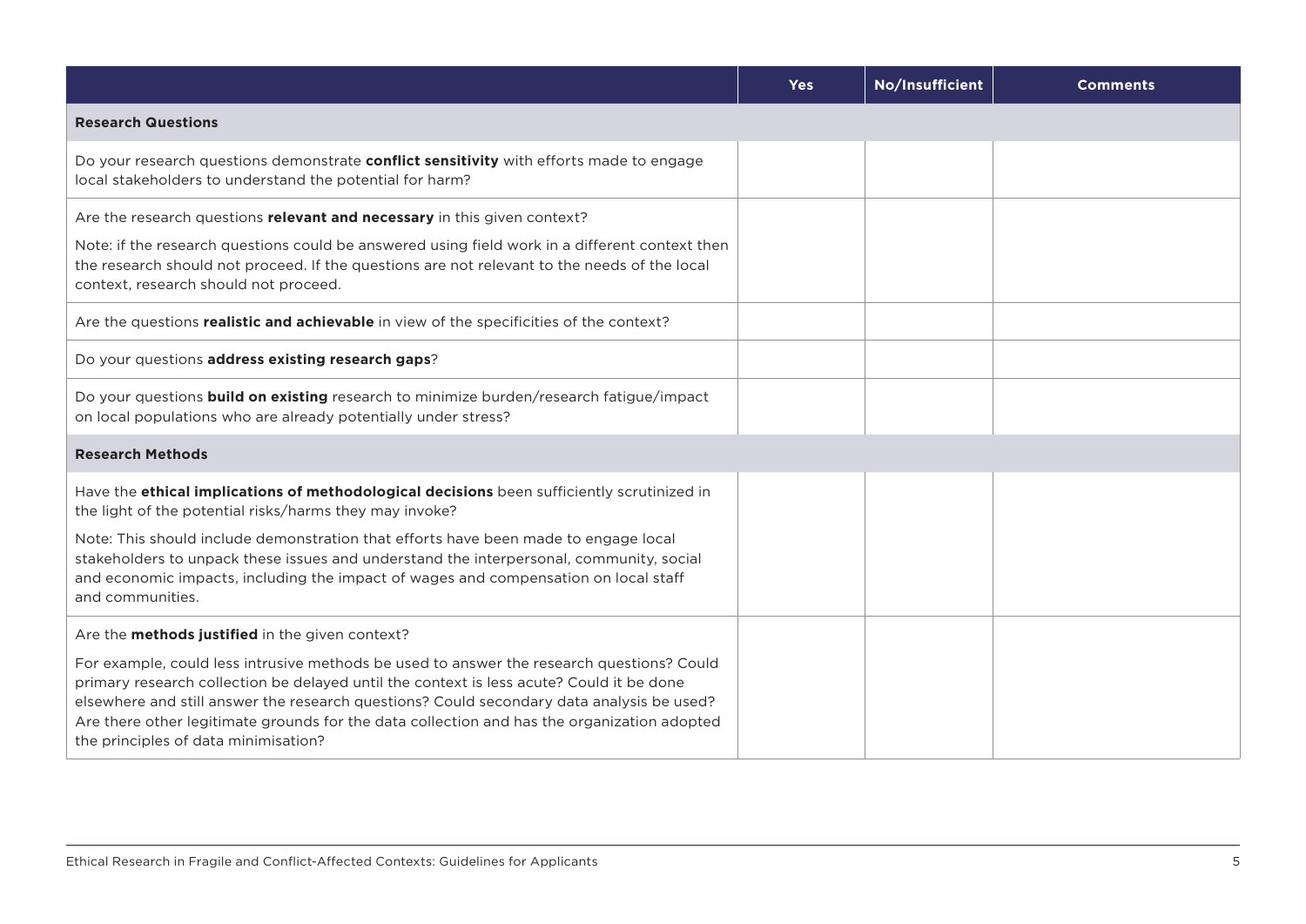| | Yes | No/Insufficient | Comments |
|---|---|---|---|
| **Research Questions** | | | |
| Do your research questions demonstrate **conflict sensitivity** with efforts made to engage local stakeholders to understand the potential for harm? | | | |
| Are the research questions **relevant and necessary** in this given context?<br><br>Note: if the research questions could be answered using field work in a different context then the research should not proceed. If the questions are not relevant to the needs of the local context, research should not proceed. | | | |
| Are the questions **realistic and achievable** in view of the specificities of the context? | | | |
| Do your questions **address existing research gaps**? | | | |
| Do your questions **build on existing** research to minimize burden/research fatigue/impact on local populations who are already potentially under stress? | | | |
| **Research Methods** | | | |
| Have the **ethical implications of methodological decisions** been sufficiently scrutinized in the light of the potential risks/harms they may invoke?<br><br>Note: This should include demonstration that efforts have been made to engage local stakeholders to unpack these issues and understand the interpersonal, community, social and economic impacts, including the impact of wages and compensation on local staff and communities. | | | |
| Are the **methods justified** in the given context?<br><br>For example, could less intrusive methods be used to answer the research questions? Could primary research collection be delayed until the context is less acute? Could it be done elsewhere and still answer the research questions? Could secondary data analysis be used? Are there other legitimate grounds for the data collection and has the organization adopted the principles of data minimisation? | | | |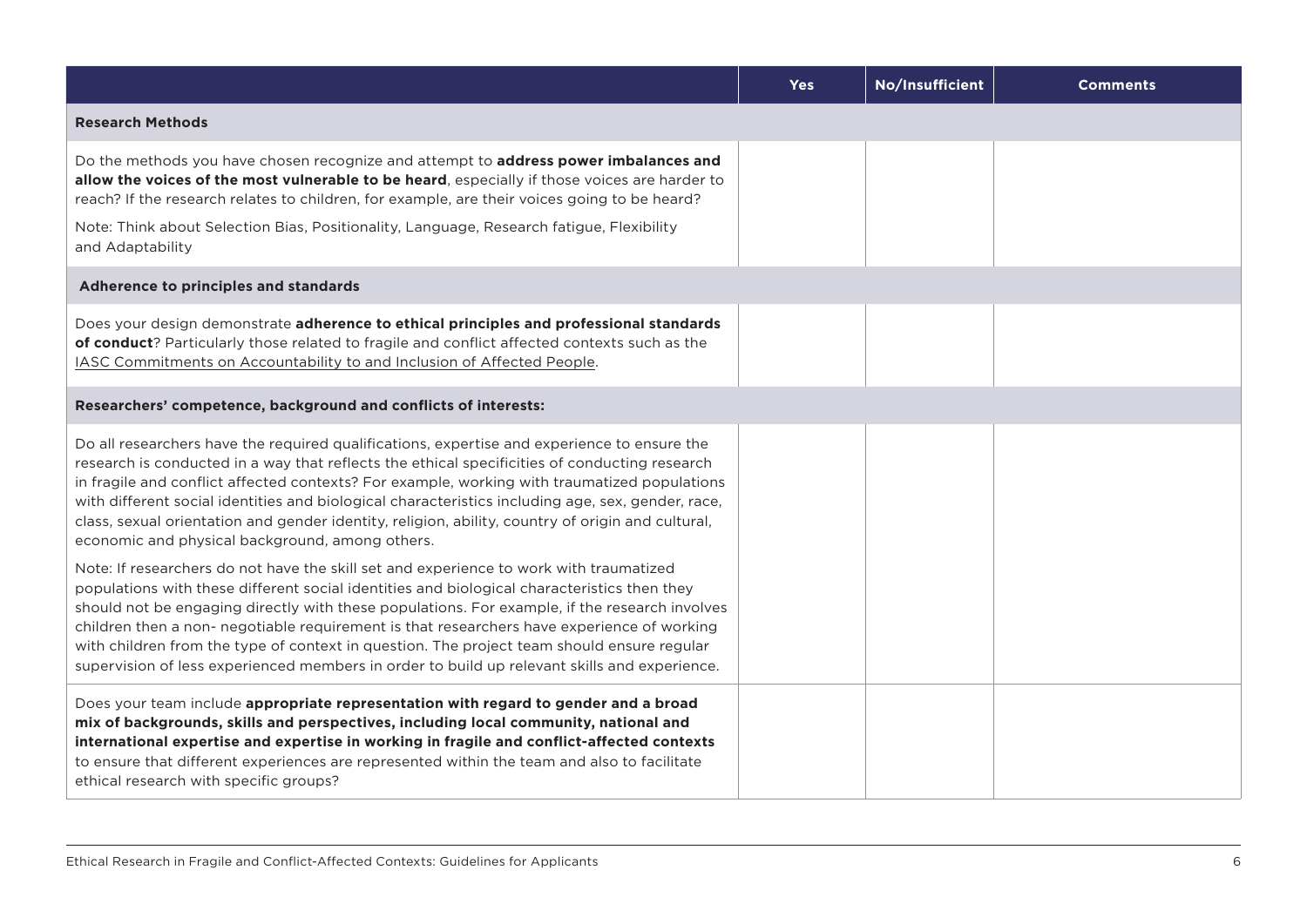| | Yes | No/Insufficient | Comments |
|---|---|---|---|
| **Research Methods** | | | |
| Do the methods you have chosen recognize and attempt to **address power imbalances and allow the voices of the most vulnerable to be heard**, especially if those voices are harder to reach? If the research relates to children, for example, are their voices going to be heard?<br><br>Note: Think about Selection Bias, Positionality, Language, Research fatigue, Flexibility and Adaptability | | | |
| **Adherence to principles and standards** | | | |
| Does your design demonstrate **adherence to ethical principles and professional standards of conduct**? Particularly those related to fragile and conflict affected contexts such as the IASC Commitments on Accountability to and Inclusion of Affected People. | | | |
| **Researchers' competence, background and conflicts of interests:** | | | |
| Do all researchers have the required qualifications, expertise and experience to ensure the research is conducted in a way that reflects the ethical specificities of conducting research in fragile and conflict affected contexts? For example, working with traumatized populations with different social identities and biological characteristics including age, sex, gender, race, class, sexual orientation and gender identity, religion, ability, country of origin and cultural, economic and physical background, among others.<br><br>Note: If researchers do not have the skill set and experience to work with traumatized populations with these different social identities and biological characteristics then they should not be engaging directly with these populations. For example, if the research involves children then a non- negotiable requirement is that researchers have experience of working with children from the type of context in question. The project team should ensure regular supervision of less experienced members in order to build up relevant skills and experience. | | | |
| Does your team include **appropriate representation with regard to gender and a broad mix of backgrounds, skills and perspectives, including local community, national and international expertise and expertise in working in fragile and conflict-affected contexts** to ensure that different experiences are represented within the team and also to facilitate ethical research with specific groups? | | | |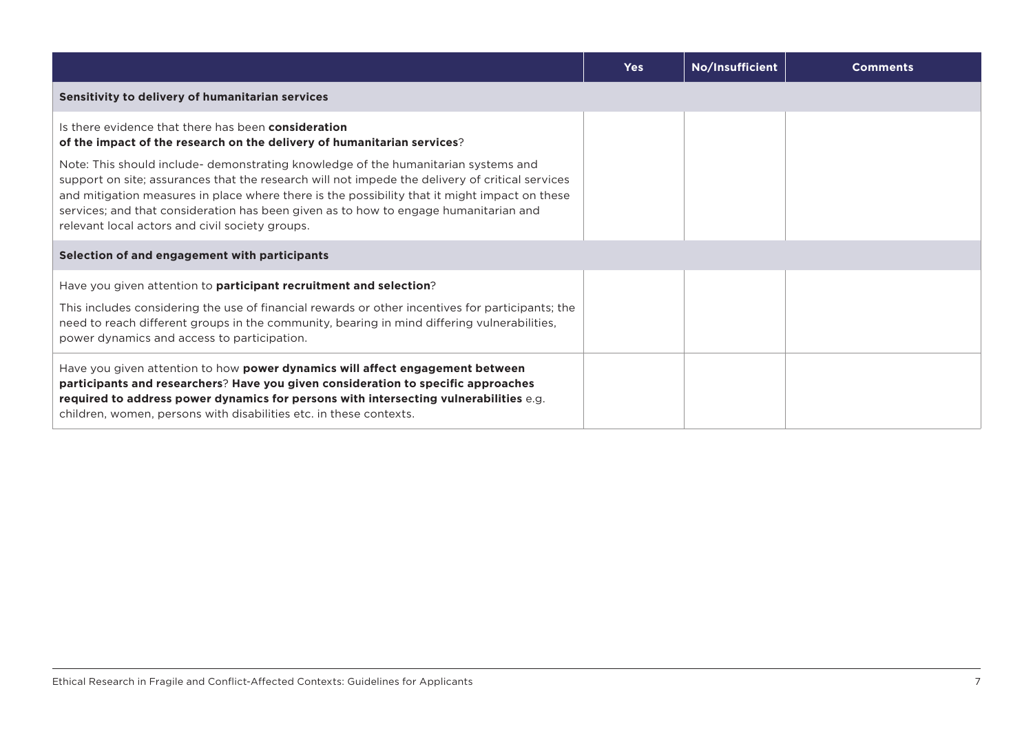| | Yes | No/Insufficient | Comments |
|---|---|---|---|
| **Sensitivity to delivery of humanitarian services** | | | |
| Is there evidence that there has been **consideration of the impact of the research on the delivery of humanitarian services**?<br><br>Note: This should include- demonstrating knowledge of the humanitarian systems and support on site; assurances that the research will not impede the delivery of critical services and mitigation measures in place where there is the possibility that it might impact on these services; and that consideration has been given as to how to engage humanitarian and relevant local actors and civil society groups. | | | |
| **Selection of and engagement with participants** | | | |
| Have you given attention to **participant recruitment and selection**?<br><br>This includes considering the use of financial rewards or other incentives for participants; the need to reach different groups in the community, bearing in mind differing vulnerabilities, power dynamics and access to participation. | | | |
| Have you given attention to how **power dynamics will affect engagement between participants and researchers**? **Have you given consideration to specific approaches required to address power dynamics for persons with intersecting vulnerabilities** e.g. children, women, persons with disabilities etc. in these contexts. | | | |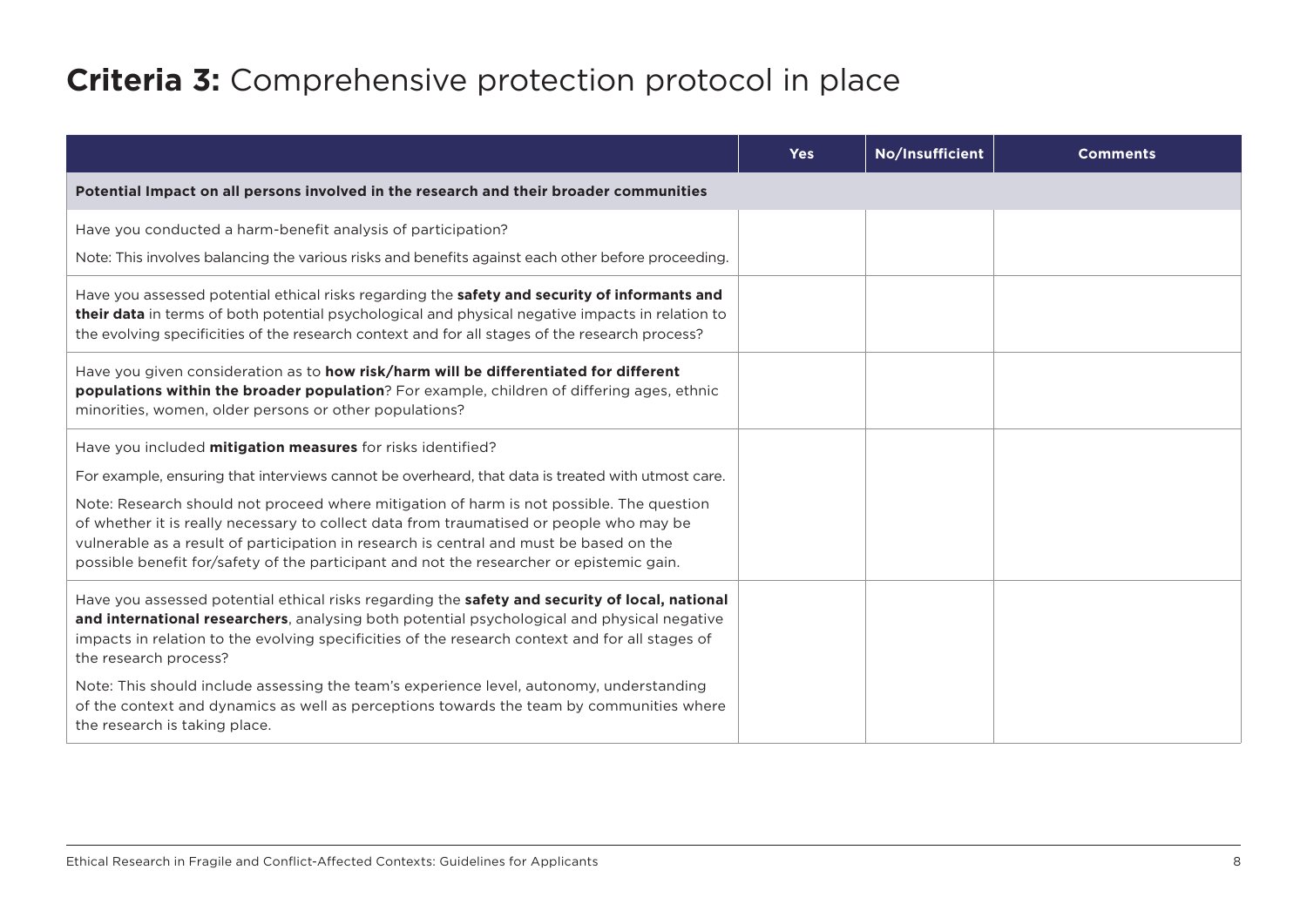# **Criteria 3:** Comprehensive protection protocol in place

| | Yes | No/Insufficient | Comments |
|---|---|---|---|
| **Potential Impact on all persons involved in the research and their broader communities** | | | |
| Have you conducted a harm-benefit analysis of participation?<br><br>Note: This involves balancing the various risks and benefits against each other before proceeding. | | | |
| Have you assessed potential ethical risks regarding the **safety and security of informants and their data** in terms of both potential psychological and physical negative impacts in relation to the evolving specificities of the research context and for all stages of the research process? | | | |
| Have you given consideration as to **how risk/harm will be differentiated for different populations within the broader population**? For example, children of differing ages, ethnic minorities, women, older persons or other populations? | | | |
| Have you included **mitigation measures** for risks identified?<br><br>For example, ensuring that interviews cannot be overheard, that data is treated with utmost care.<br><br>Note: Research should not proceed where mitigation of harm is not possible. The question of whether it is really necessary to collect data from traumatised or people who may be vulnerable as a result of participation in research is central and must be based on the possible benefit for/safety of the participant and not the researcher or epistemic gain. | | | |
| Have you assessed potential ethical risks regarding the **safety and security of local, national and international researchers**, analysing both potential psychological and physical negative impacts in relation to the evolving specificities of the research context and for all stages of the research process?<br><br>Note: This should include assessing the team's experience level, autonomy, understanding of the context and dynamics as well as perceptions towards the team by communities where the research is taking place. | | | |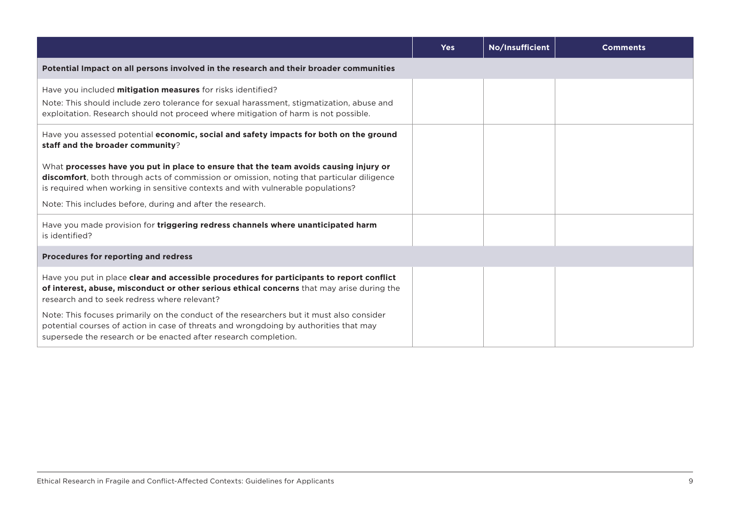| | Yes | No/Insufficient | Comments |
|---|---|---|---|
| **Potential Impact on all persons involved in the research and their broader communities** | | | |
| Have you included **mitigation measures** for risks identified?<br>Note: This should include zero tolerance for sexual harassment, stigmatization, abuse and exploitation. Research should not proceed where mitigation of harm is not possible. | | | |
| Have you assessed potential **economic, social and safety impacts for both on the ground staff and the broader community**?<br>What **processes have you put in place to ensure that the team avoids causing injury or discomfort**, both through acts of commission or omission, noting that particular diligence is required when working in sensitive contexts and with vulnerable populations?<br>Note: This includes before, during and after the research. | | | |
| Have you made provision for **triggering redress channels where unanticipated harm** is identified? | | | |
| **Procedures for reporting and redress** | | | |
| Have you put in place **clear and accessible procedures for participants to report conflict of interest, abuse, misconduct or other serious ethical concerns** that may arise during the research and to seek redress where relevant?<br>Note: This focuses primarily on the conduct of the researchers but it must also consider potential courses of action in case of threats and wrongdoing by authorities that may supersede the research or be enacted after research completion. | | | |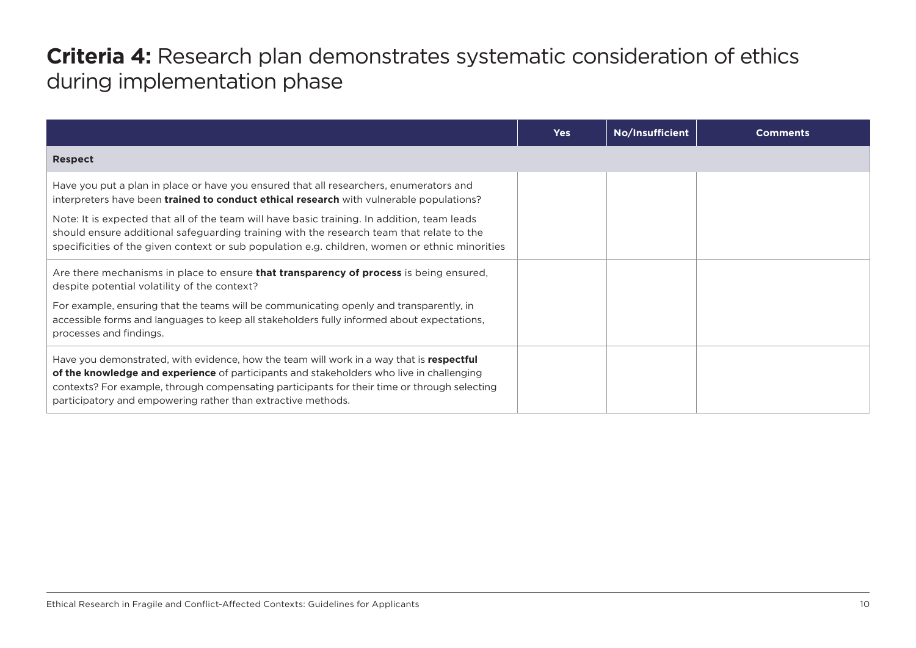# **Criteria 4:** Research plan demonstrates systematic consideration of ethics during implementation phase

| | Yes | No/Insufficient | Comments |
|---|---|---|---|
| **Respect** | | | |
| Have you put a plan in place or have you ensured that all researchers, enumerators and interpreters have been **trained to conduct ethical research** with vulnerable populations?<br><br>Note: It is expected that all of the team will have basic training. In addition, team leads should ensure additional safeguarding training with the research team that relate to the specificities of the given context or sub population e.g. children, women or ethnic minorities | | | |
| Are there mechanisms in place to ensure **that transparency of process** is being ensured, despite potential volatility of the context?<br><br>For example, ensuring that the teams will be communicating openly and transparently, in accessible forms and languages to keep all stakeholders fully informed about expectations, processes and findings. | | | |
| Have you demonstrated, with evidence, how the team will work in a way that is **respectful of the knowledge and experience** of participants and stakeholders who live in challenging contexts? For example, through compensating participants for their time or through selecting participatory and empowering rather than extractive methods. | | | |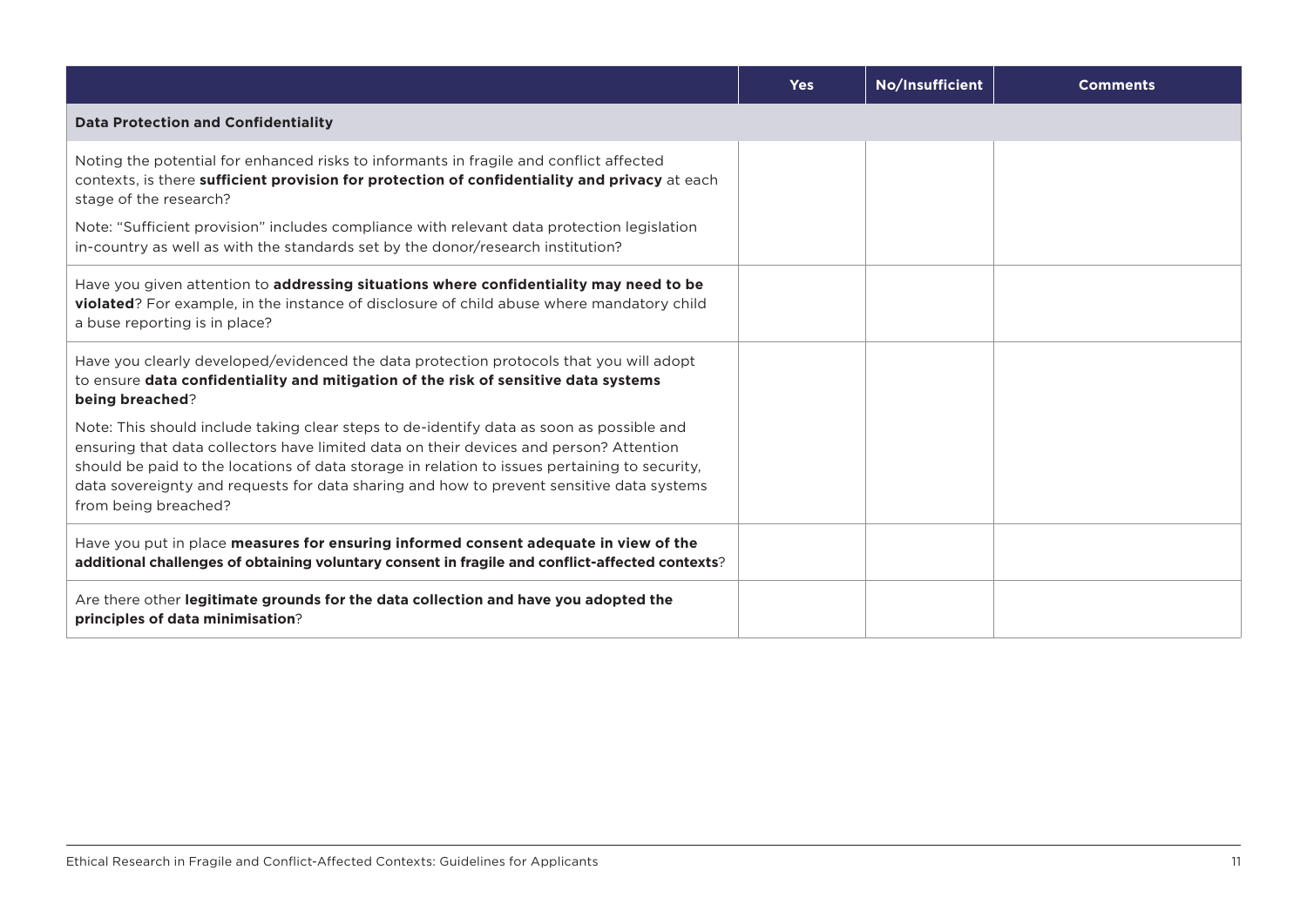| | Yes | No/Insufficient | Comments |
|---|---|---|---|
| **Data Protection and Confidentiality** | | | |
| Noting the potential for enhanced risks to informants in fragile and conflict affected contexts, is there **sufficient provision for protection of confidentiality and privacy** at each stage of the research?<br><br>Note: "Sufficient provision" includes compliance with relevant data protection legislation in-country as well as with the standards set by the donor/research institution? | | | |
| Have you given attention to **addressing situations where confidentiality may need to be violated**? For example, in the instance of disclosure of child abuse where mandatory child a buse reporting is in place? | | | |
| Have you clearly developed/evidenced the data protection protocols that you will adopt to ensure **data confidentiality and mitigation of the risk of sensitive data systems being breached**?<br><br>Note: This should include taking clear steps to de-identify data as soon as possible and ensuring that data collectors have limited data on their devices and person? Attention should be paid to the locations of data storage in relation to issues pertaining to security, data sovereignty and requests for data sharing and how to prevent sensitive data systems from being breached? | | | |
| Have you put in place **measures for ensuring informed consent adequate in view of the additional challenges of obtaining voluntary consent in fragile and conflict-affected contexts**? | | | |
| Are there other **legitimate grounds for the data collection and have you adopted the principles of data minimisation**? | | | |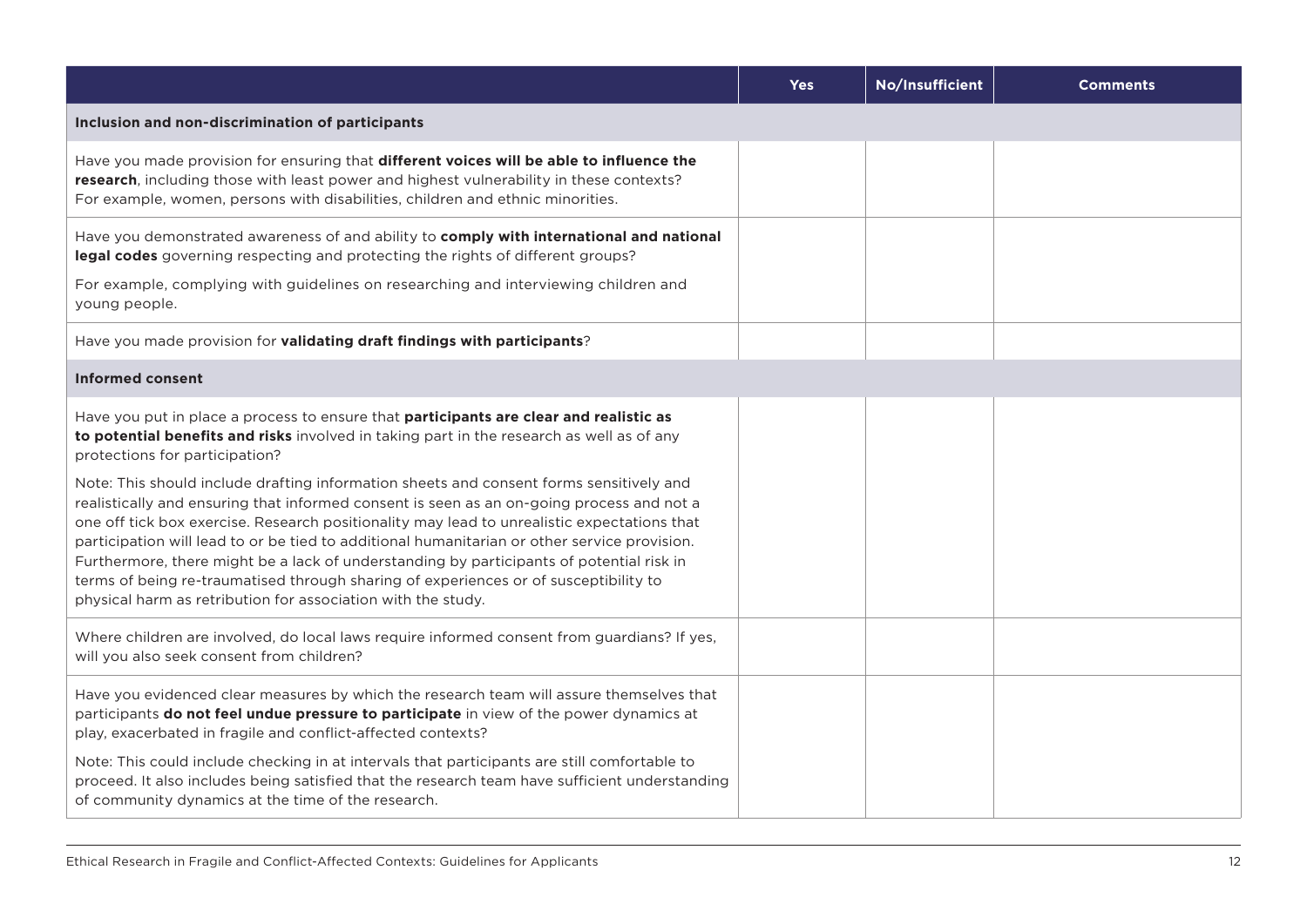| | Yes | No/Insufficient | Comments |
|---|---|---|---|
| **Inclusion and non-discrimination of participants** | | | |
| Have you made provision for ensuring that **different voices will be able to influence the research**, including those with least power and highest vulnerability in these contexts? For example, women, persons with disabilities, children and ethnic minorities. | | | |
| Have you demonstrated awareness of and ability to **comply with international and national legal codes** governing respecting and protecting the rights of different groups?<br><br>For example, complying with guidelines on researching and interviewing children and young people. | | | |
| Have you made provision for **validating draft findings with participants**? | | | |
| **Informed consent** | | | |
| Have you put in place a process to ensure that **participants are clear and realistic as to potential benefits and risks** involved in taking part in the research as well as of any protections for participation?<br><br>Note: This should include drafting information sheets and consent forms sensitively and realistically and ensuring that informed consent is seen as an on-going process and not a one off tick box exercise. Research positionality may lead to unrealistic expectations that participation will lead to or be tied to additional humanitarian or other service provision. Furthermore, there might be a lack of understanding by participants of potential risk in terms of being re-traumatised through sharing of experiences or of susceptibility to physical harm as retribution for association with the study. | | | |
| Where children are involved, do local laws require informed consent from guardians? If yes, will you also seek consent from children? | | | |
| Have you evidenced clear measures by which the research team will assure themselves that participants **do not feel undue pressure to participate** in view of the power dynamics at play, exacerbated in fragile and conflict-affected contexts?<br><br>Note: This could include checking in at intervals that participants are still comfortable to proceed. It also includes being satisfied that the research team have sufficient understanding of community dynamics at the time of the research. | | | |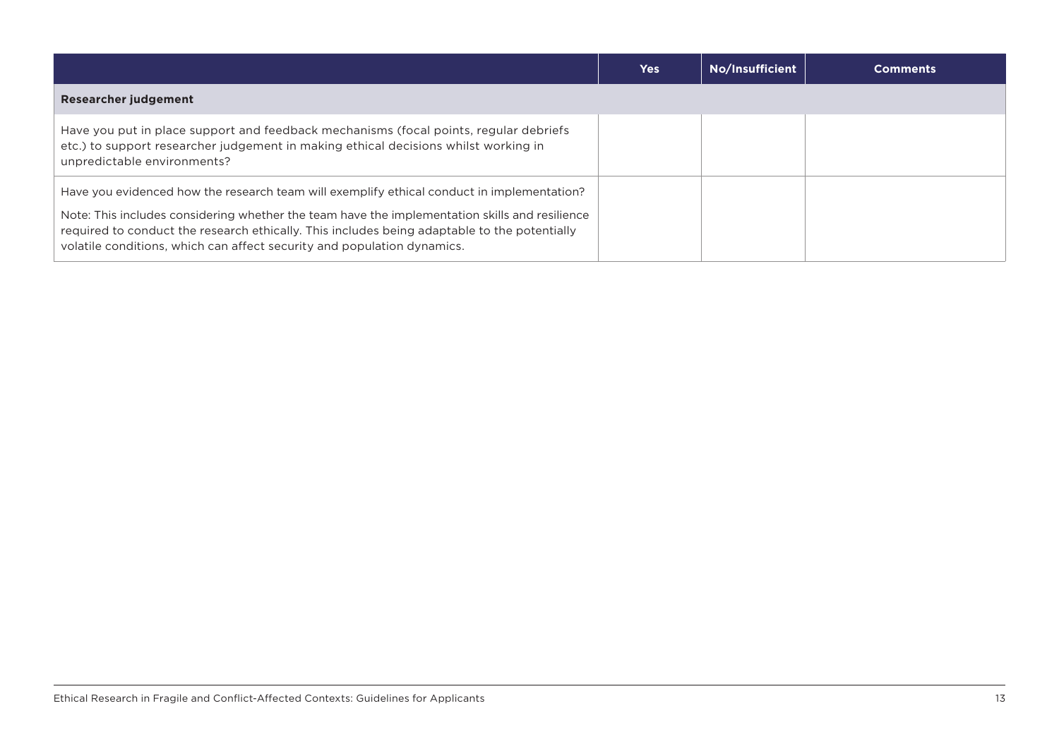| | Yes | No/Insufficient | Comments |
|---|---|---|---|
| **Researcher judgement** | | | |
| Have you put in place support and feedback mechanisms (focal points, regular debriefs etc.) to support researcher judgement in making ethical decisions whilst working in unpredictable environments? | | | |
| Have you evidenced how the research team will exemplify ethical conduct in implementation?<br><br>Note: This includes considering whether the team have the implementation skills and resilience required to conduct the research ethically. This includes being adaptable to the potentially volatile conditions, which can affect security and population dynamics. | | | |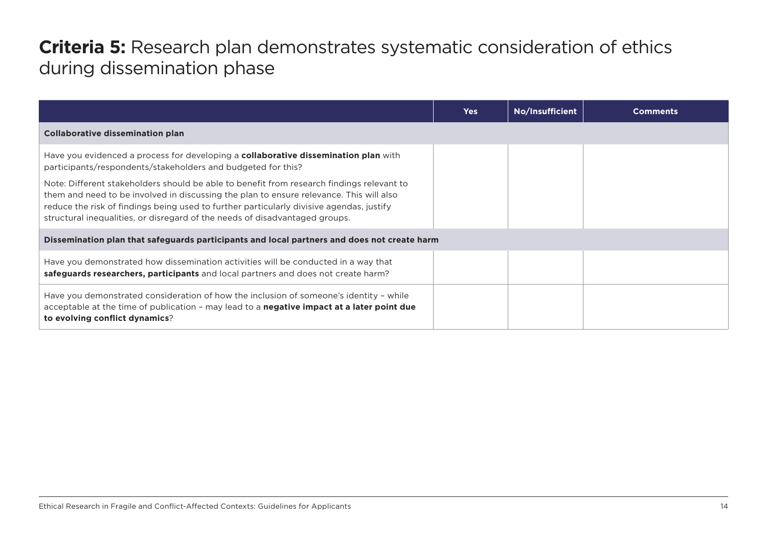# **Criteria 5:** Research plan demonstrates systematic consideration of ethics during dissemination phase

| | Yes | No/Insufficient | Comments |
|---|---|---|---|
| **Collaborative dissemination plan** | | | |
| Have you evidenced a process for developing a **collaborative dissemination plan** with participants/respondents/stakeholders and budgeted for this?<br><br>Note: Different stakeholders should be able to benefit from research findings relevant to them and need to be involved in discussing the plan to ensure relevance. This will also reduce the risk of findings being used to further particularly divisive agendas, justify structural inequalities, or disregard of the needs of disadvantaged groups. | | | |
| **Dissemination plan that safeguards participants and local partners and does not create harm** | | | |
| Have you demonstrated how dissemination activities will be conducted in a way that **safeguards researchers, participants** and local partners and does not create harm? | | | |
| Have you demonstrated consideration of how the inclusion of someone's identity – while acceptable at the time of publication – may lead to a **negative impact at a later point due to evolving conflict dynamics**? | | | |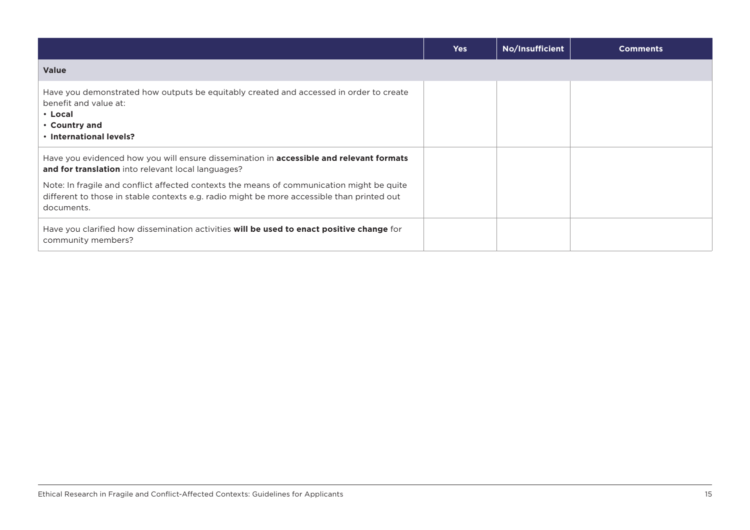| | Yes | No/Insufficient | Comments |
|---|---|---|---|
| **Value** | | | |
| Have you demonstrated how outputs be equitably created and accessed in order to create benefit and value at:<br>• **Local**<br>• **Country and**<br>• **International levels?** | | | |
| Have you evidenced how you will ensure dissemination in **accessible and relevant formats and for translation** into relevant local languages?<br><br>Note: In fragile and conflict affected contexts the means of communication might be quite different to those in stable contexts e.g. radio might be more accessible than printed out documents. | | | |
| Have you clarified how dissemination activities **will be used to enact positive change** for community members? | | | |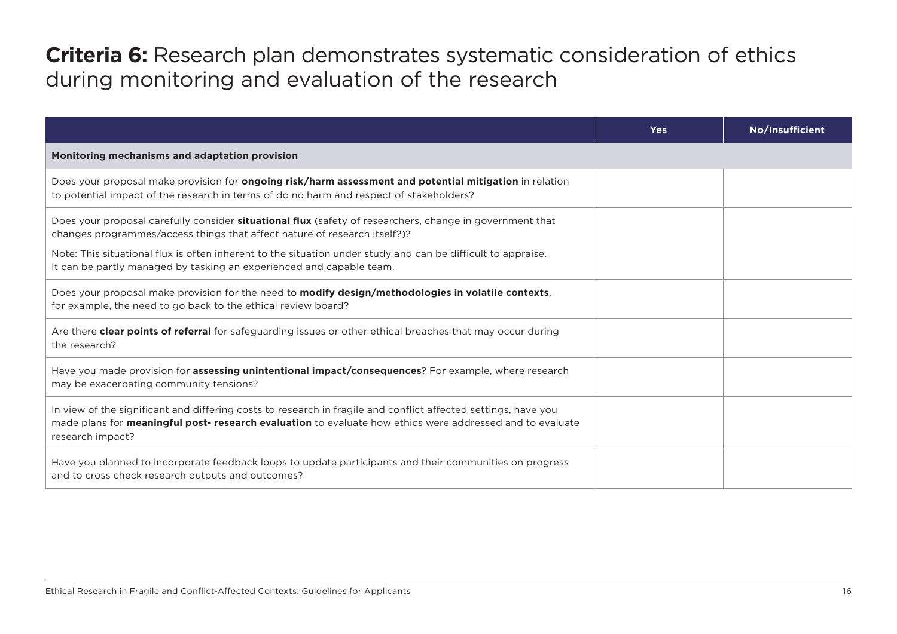# **Criteria 6:** Research plan demonstrates systematic consideration of ethics during monitoring and evaluation of the research

| | Yes | No/Insufficient |
|---|---|---|
| **Monitoring mechanisms and adaptation provision** | | |
| Does your proposal make provision for **ongoing risk/harm assessment and potential mitigation** in relation to potential impact of the research in terms of do no harm and respect of stakeholders? | | |
| Does your proposal carefully consider **situational flux** (safety of researchers, change in government that changes programmes/access things that affect nature of research itself?)? Note: This situational flux is often inherent to the situation under study and can be difficult to appraise. It can be partly managed by tasking an experienced and capable team. | | |
| Does your proposal make provision for the need to **modify design/methodologies in volatile contexts**, for example, the need to go back to the ethical review board? | | |
| Are there **clear points of referral** for safeguarding issues or other ethical breaches that may occur during the research? | | |
| Have you made provision for **assessing unintentional impact/consequences**? For example, where research may be exacerbating community tensions? | | |
| In view of the significant and differing costs to research in fragile and conflict affected settings, have you made plans for **meaningful post- research evaluation** to evaluate how ethics were addressed and to evaluate research impact? | | |
| Have you planned to incorporate feedback loops to update participants and their communities on progress and to cross check research outputs and outcomes? | | |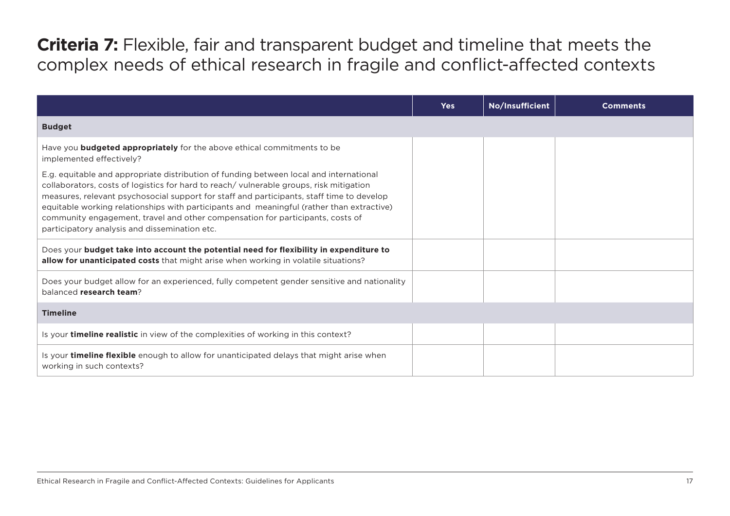# **Criteria 7:** Flexible, fair and transparent budget and timeline that meets the complex needs of ethical research in fragile and conflict-affected contexts

| | Yes | No/Insufficient | Comments |
|---|---|---|---|
| **Budget** | | | |
| Have you **budgeted appropriately** for the above ethical commitments to be implemented effectively?<br><br>E.g. equitable and appropriate distribution of funding between local and international collaborators, costs of logistics for hard to reach/ vulnerable groups, risk mitigation measures, relevant psychosocial support for staff and participants, staff time to develop equitable working relationships with participants and meaningful (rather than extractive) community engagement, travel and other compensation for participants, costs of participatory analysis and dissemination etc. | | | |
| Does your **budget take into account the potential need for flexibility in expenditure to allow for unanticipated costs** that might arise when working in volatile situations? | | | |
| Does your budget allow for an experienced, fully competent gender sensitive and nationality balanced **research team**? | | | |
| **Timeline** | | | |
| Is your **timeline realistic** in view of the complexities of working in this context? | | | |
| Is your **timeline flexible** enough to allow for unanticipated delays that might arise when working in such contexts? | | | |